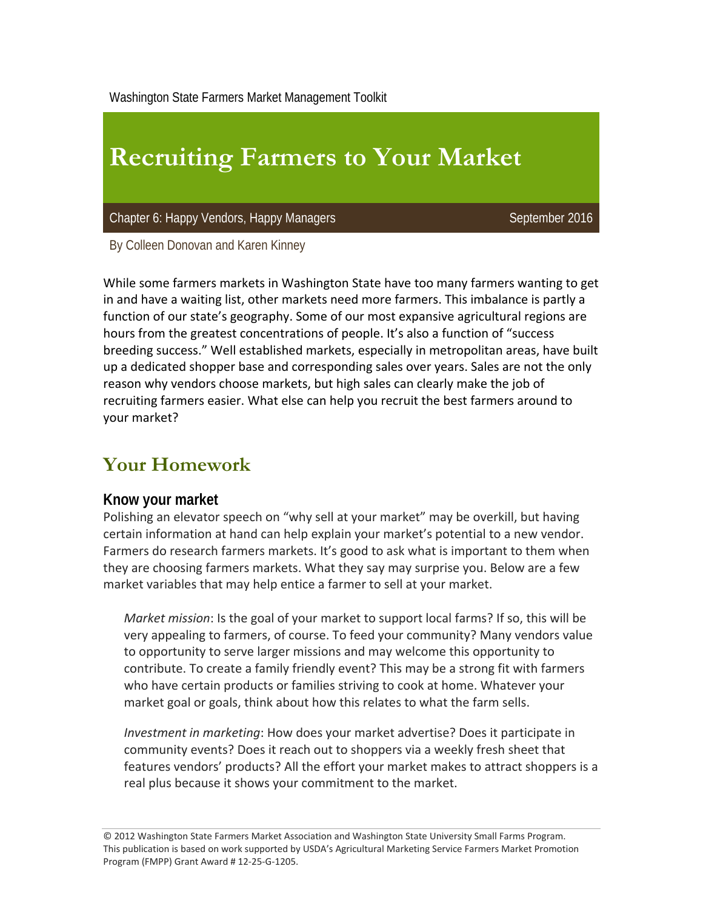Washington State Farmers Market Management Toolkit

# Recruiting Farmers to Your Market

Chapter 6: Happy Vendors, Happy Managers — September 2016

By Colleen Donovan and Karen Kinney

While some farmers markets in Washington State have too many farmers wanting to get in and have a waiting list, other markets need more farmers. This imbalance is partly a function of our state's geography. Some of our most expansive agricultural regions are hours from the greatest concentrations of people. It's also a function of "success breeding success." Well established markets, especially in metropolitan areas, have built up a dedicated shopper base and corresponding sales over years. Sales are not the only reason why vendors choose markets, but high sales can clearly make the job of recruiting farmers easier. What else can help you recruit the best farmers around to your market?

## Your Homework

### Know your market

Polishing an elevator speech on "why sell at your market" may be overkill, but having certain information at hand can help explain your market's potential to a new vendor. Farmers do research farmers markets. It's good to ask what is important to them when they are choosing farmers markets. What they say may surprise you. Below are a few market variables that may help entice a farmer to sell at your market.

*Market mission*: Is the goal of your market to support local farms? If so, this will be very appealing to farmers, of course. To feed your community? Many vendors value to opportunity to serve larger missions and may welcome this opportunity to contribute. To create a family friendly event? This may be a strong fit with farmers who have certain products or families striving to cook at home. Whatever your market goal or goals, think about how this relates to what the farm sells.

*Investment in marketing*: How does your market advertise? Does it participate in community events? Does it reach out to shoppers via a weekly fresh sheet that features vendors' products? All the effort your market makes to attract shoppers is a real plus because it shows your commitment to the market.

© 2012 Washington State Farmers Market Association and Washington State University Small Farms Program. This publication is based on work supported by USDA's Agricultural Marketing Service Farmers Market Promotion Program (FMPP) Grant Award # 12-25-G-1205.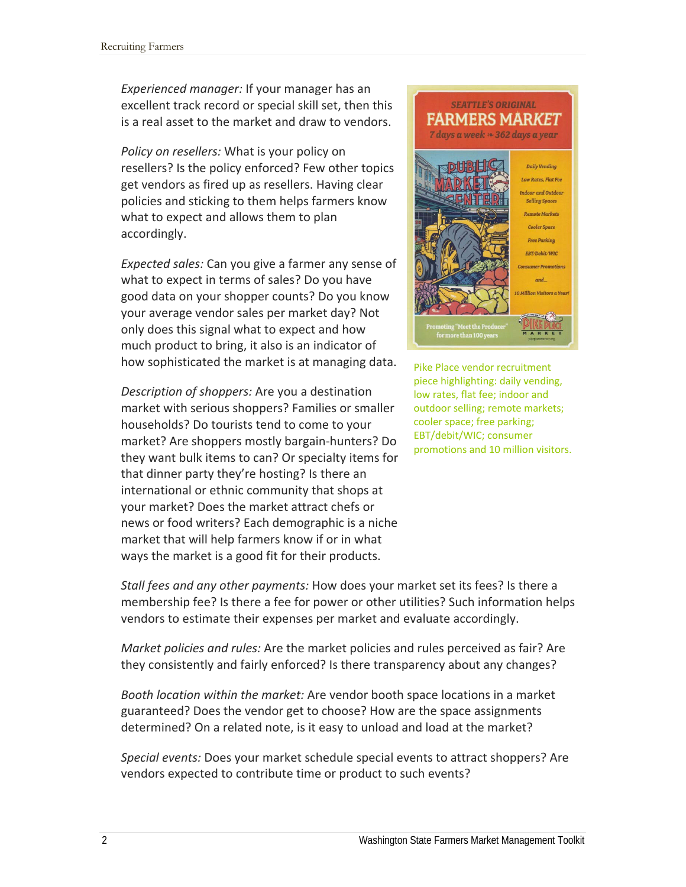*Experienced manager:* If your manager has an excellent track record or special skill set, then this is a real asset to the market and draw to vendors.

*Policy on resellers:* What is your policy on resellers? Is the policy enforced? Few other topics get vendors as fired up as resellers. Having clear policies and sticking to them helps farmers know what to expect and allows them to plan accordingly.

*Expected sales:* Can you give a farmer any sense of what to expect in terms of sales? Do you have good data on your shopper counts? Do you know your average vendor sales per market day? Not only does this signal what to expect and how much product to bring, it also is an indicator of how sophisticated the market is at managing data.

*Description of shoppers:* Are you a destination market with serious shoppers? Families or smaller households? Do tourists tend to come to your market? Are shoppers mostly bargain-hunters? Do they want bulk items to can? Or specialty items for that dinner party they're hosting? Is there an international or ethnic community that shops at your market? Does the market attract chefs or news or food writers? Each demographic is a niche market that will help farmers know if or in what ways the market is a good fit for their products.

Pike Place vendor recruitment piece highlighting: daily vending, low rates, flat fee; indoor and outdoor selling; remote markets; cooler space; free parking; EBT/debit/WIC; consumer promotions and 10 million visitors.

*Stall fees and any other payments:* How does your market set its fees? Is there a membership fee? Is there a fee for power or other utilities? Such information helps vendors to estimate their expenses per market and evaluate accordingly.

*Market policies and rules:* Are the market policies and rules perceived as fair? Are they consistently and fairly enforced? Is there transparency about any changes?

*Booth location within the market:* Are vendor booth space locations in a market guaranteed? Does the vendor get to choose? How are the space assignments determined? On a related note, is it easy to unload and load at the market?

*Special events:* Does your market schedule special events to attract shoppers? Are vendors expected to contribute time or product to such events?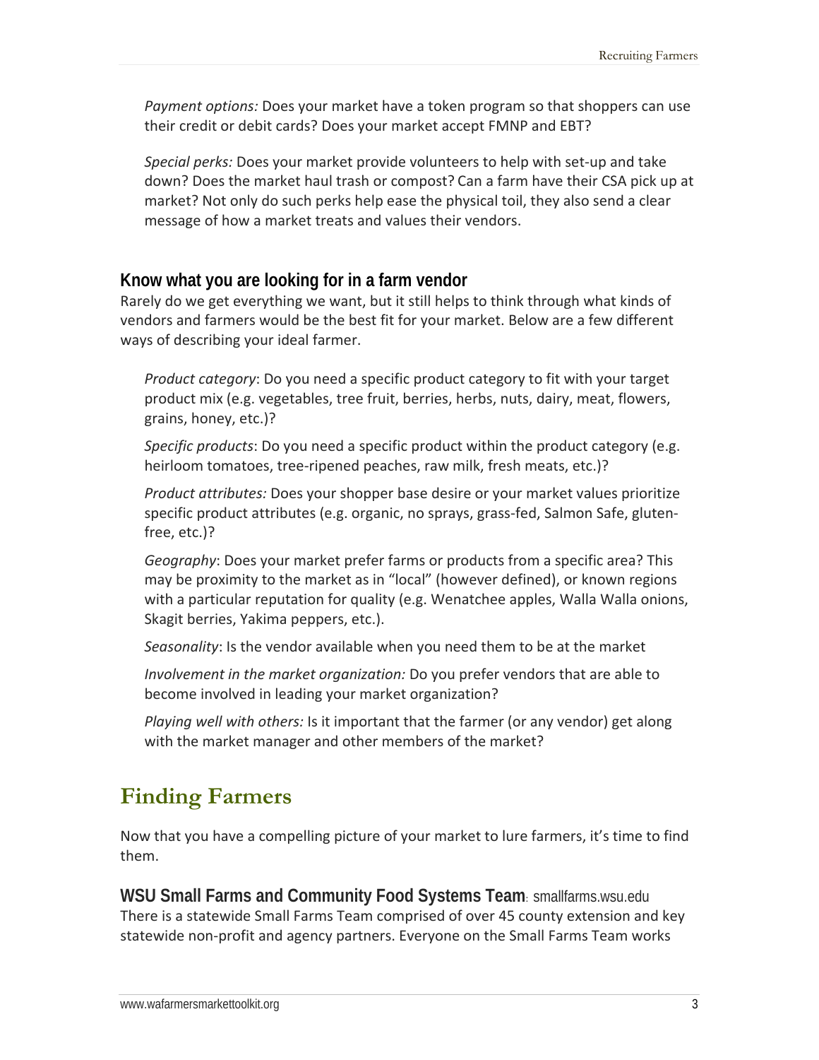*Payment options:* Does your market have a token program so that shoppers can use their credit or debit cards? Does your market accept FMNP and EBT?

*Special perks:* Does your market provide volunteers to help with set-up and take down? Does the market haul trash or compost? Can a farm have their CSA pick up at market? Not only do such perks help ease the physical toil, they also send a clear message of how a market treats and values their vendors.

### Know what you are looking for in a farm vendor

Rarely do we get everything we want, but it still helps to think through what kinds of vendors and farmers would be the best fit for your market. Below are a few different ways of describing your ideal farmer.

*Product category*: Do you need a specific product category to fit with your target product mix (e.g. vegetables, tree fruit, berries, herbs, nuts, dairy, meat, flowers, grains, honey, etc.)?

*Specific products*: Do you need a specific product within the product category (e.g. heirloom tomatoes, tree-ripened peaches, raw milk, fresh meats, etc.)?

*Product attributes:* Does your shopper base desire or your market values prioritize specific product attributes (e.g. organic, no sprays, grass-fed, Salmon Safe, gluten-free, etc.)?

*Geography*: Does your market prefer farms or products from a specific area? This may be proximity to the market as in "local" (however defined), or known regions with a particular reputation for quality (e.g. Wenatchee apples, Walla Walla onions, Skagit berries, Yakima peppers, etc.).

*Seasonality*: Is the vendor available when you need them to be at the market

*Involvement in the market organization:* Do you prefer vendors that are able to become involved in leading your market organization?

*Playing well with others:* Is it important that the farmer (or any vendor) get along with the market manager and other members of the market?

## Finding Farmers

Now that you have a compelling picture of your market to lure farmers, it's time to find them.

### WSU Small Farms and Community Food Systems Team: smallfarms.wsu.edu

There is a statewide Small Farms Team comprised of over 45 county extension and key statewide non-profit and agency partners. Everyone on the Small Farms Team works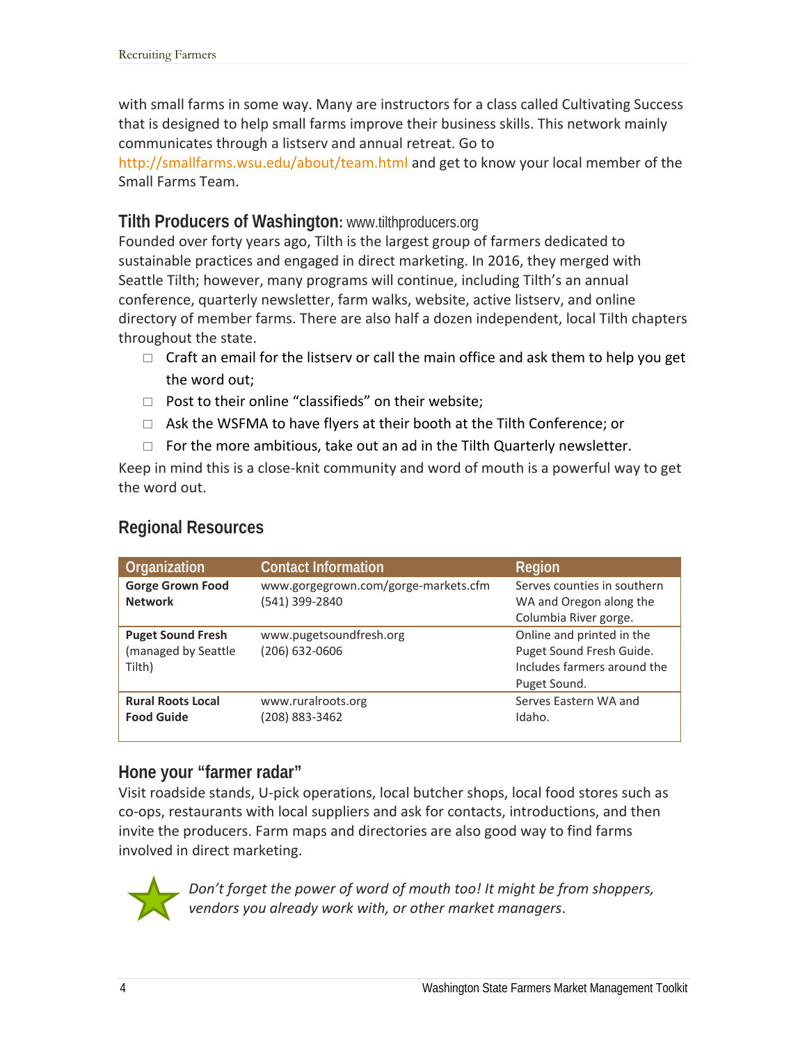with small farms in some way. Many are instructors for a class called Cultivating Success that is designed to help small farms improve their business skills. This network mainly communicates through a listserv and annual retreat. Go to http://smallfarms.wsu.edu/about/team.html and get to know your local member of the Small Farms Team.

### Tilth Producers of Washington: www.tilthproducers.org

Founded over forty years ago, Tilth is the largest group of farmers dedicated to sustainable practices and engaged in direct marketing. In 2016, they merged with Seattle Tilth; however, many programs will continue, including Tilth's an annual conference, quarterly newsletter, farm walks, website, active listserv, and online directory of member farms. There are also half a dozen independent, local Tilth chapters throughout the state.

- Craft an email for the listserv or call the main office and ask them to help you get the word out;
- Post to their online "classifieds" on their website;
- Ask the WSFMA to have flyers at their booth at the Tilth Conference; or
- For the more ambitious, take out an ad in the Tilth Quarterly newsletter.

Keep in mind this is a close-knit community and word of mouth is a powerful way to get the word out.

## Regional Resources

| Organization | Contact Information | Region |
|---|---|---|
| **Gorge Grown Food Network** | www.gorgegrown.com/gorge-markets.cfm (541) 399-2840 | Serves counties in southern WA and Oregon along the Columbia River gorge. |
| **Puget Sound Fresh** (managed by Seattle Tilth) | www.pugetsoundfresh.org (206) 632-0606 | Online and printed in the Puget Sound Fresh Guide. Includes farmers around the Puget Sound. |
| **Rural Roots Local Food Guide** | www.ruralroots.org (208) 883-3462 | Serves Eastern WA and Idaho. |

## Hone your "farmer radar"

Visit roadside stands, U-pick operations, local butcher shops, local food stores such as co-ops, restaurants with local suppliers and ask for contacts, introductions, and then invite the producers. Farm maps and directories are also good way to find farms involved in direct marketing.

*Don't forget the power of word of mouth too! It might be from shoppers, vendors you already work with, or other market managers*.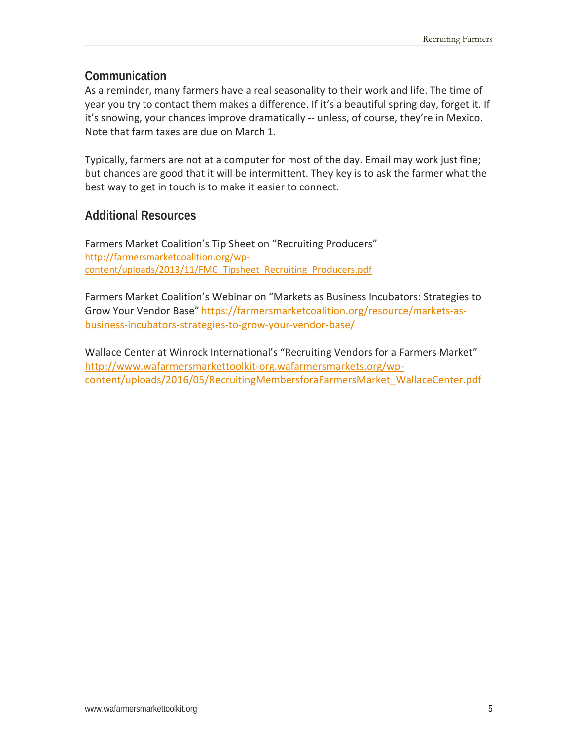## Communication

As a reminder, many farmers have a real seasonality to their work and life. The time of year you try to contact them makes a difference. If it's a beautiful spring day, forget it. If it's snowing, your chances improve dramatically -- unless, of course, they're in Mexico. Note that farm taxes are due on March 1.

Typically, farmers are not at a computer for most of the day. Email may work just fine; but chances are good that it will be intermittent. They key is to ask the farmer what the best way to get in touch is to make it easier to connect.

## Additional Resources

Farmers Market Coalition's Tip Sheet on "Recruiting Producers"
http://farmersmarketcoalition.org/wp-content/uploads/2013/11/FMC_Tipsheet_Recruiting_Producers.pdf

Farmers Market Coalition's Webinar on "Markets as Business Incubators: Strategies to Grow Your Vendor Base" https://farmersmarketcoalition.org/resource/markets-as-business-incubators-strategies-to-grow-your-vendor-base/

Wallace Center at Winrock International's "Recruiting Vendors for a Farmers Market"
http://www.wafarmersmarkettoolkit-org.wafarmersmarkets.org/wp-content/uploads/2016/05/RecruitingMembersforaFarmersMarket_WallaceCenter.pdf